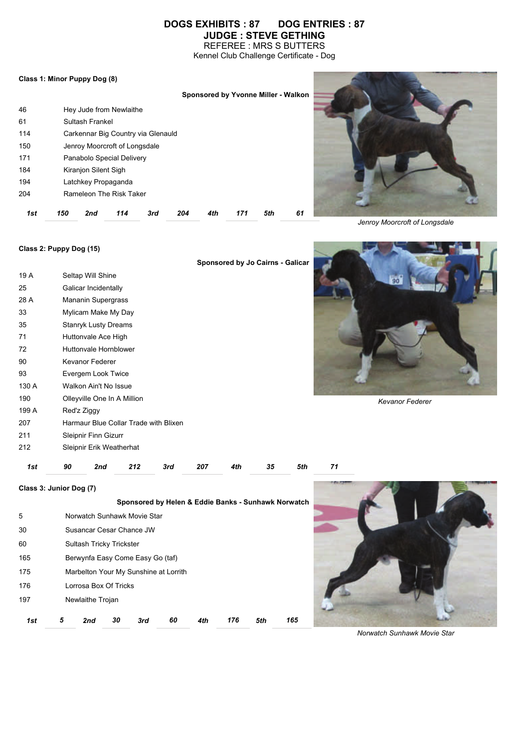# DOGS EXHIBITS : 87 DOG ENTRIES : 87

## JUDGE : STEVE GETHING

REFEREE : MRS S BUTTERS

Kennel Club Challenge Certificate - Dog

### Class 1: Minor Puppy Dog (8)

**Sponsored by Yvonne Miller - Walkon**

| | |
|---|---|
| 46 | Hey Jude from Newlaithe |
| 61 | Sultash Frankel |
| 114 | Carkennar Big Country via Glenauld |
| 150 | Jenroy Moorcroft of Longsdale |
| 171 | Panabolo Special Delivery |
| 184 | Kiranjon Silent Sigh |
| 194 | Latchkey Propaganda |
| 204 | Rameleon The Risk Taker |

| *1st* | *2nd* | *3rd* | *4th* | *5th* |
|---|---|---|---|---|
| *150* | *114* | *204* | *171* | *61* |

*Jenroy Moorcroft of Longsdale*

### Class 2: Puppy Dog (15)

**Sponsored by Jo Cairns - Galicar**

| | |
|---|---|
| 19 A | Seltap Will Shine |
| 25 | Galicar Incidentally |
| 28 A | Mananin Supergrass |
| 33 | Mylicam Make My Day |
| 35 | Stanryk Lusty Dreams |
| 71 | Huttonvale Ace High |
| 72 | Huttonvale Hornblower |
| 90 | Kevanor Federer |
| 93 | Evergem Look Twice |
| 130 A | Walkon Ain't No Issue |
| 190 | Olleyville One In A Million |
| 199 A | Red'z Ziggy |
| 207 | Harmaur Blue Collar Trade with Blixen |
| 211 | Sleipnir Finn Gizurr |
| 212 | Sleipnir Erik Weatherhat |

| *1st* | *2nd* | *3rd* | *4th* | *5th* |
|---|---|---|---|---|
| *90* | *212* | *207* | *35* | *71* |

*Kevanor Federer*

### Class 3: Junior Dog (7)

**Sponsored by Helen & Eddie Banks - Sunhawk Norwatch**

| | |
|---|---|
| 5 | Norwatch Sunhawk Movie Star |
| 30 | Susancar Cesar Chance JW |
| 60 | Sultash Tricky Trickster |
| 165 | Berwynfa Easy Come Easy Go (taf) |
| 175 | Marbelton Your My Sunshine at Lorrith |
| 176 | Lorrosa Box Of Tricks |
| 197 | Newlaithe Trojan |

| *1st* | *2nd* | *3rd* | *4th* | *5th* |
|---|---|---|---|---|
| *5* | *30* | *60* | *176* | *165* |

*Norwatch Sunhawk Movie Star*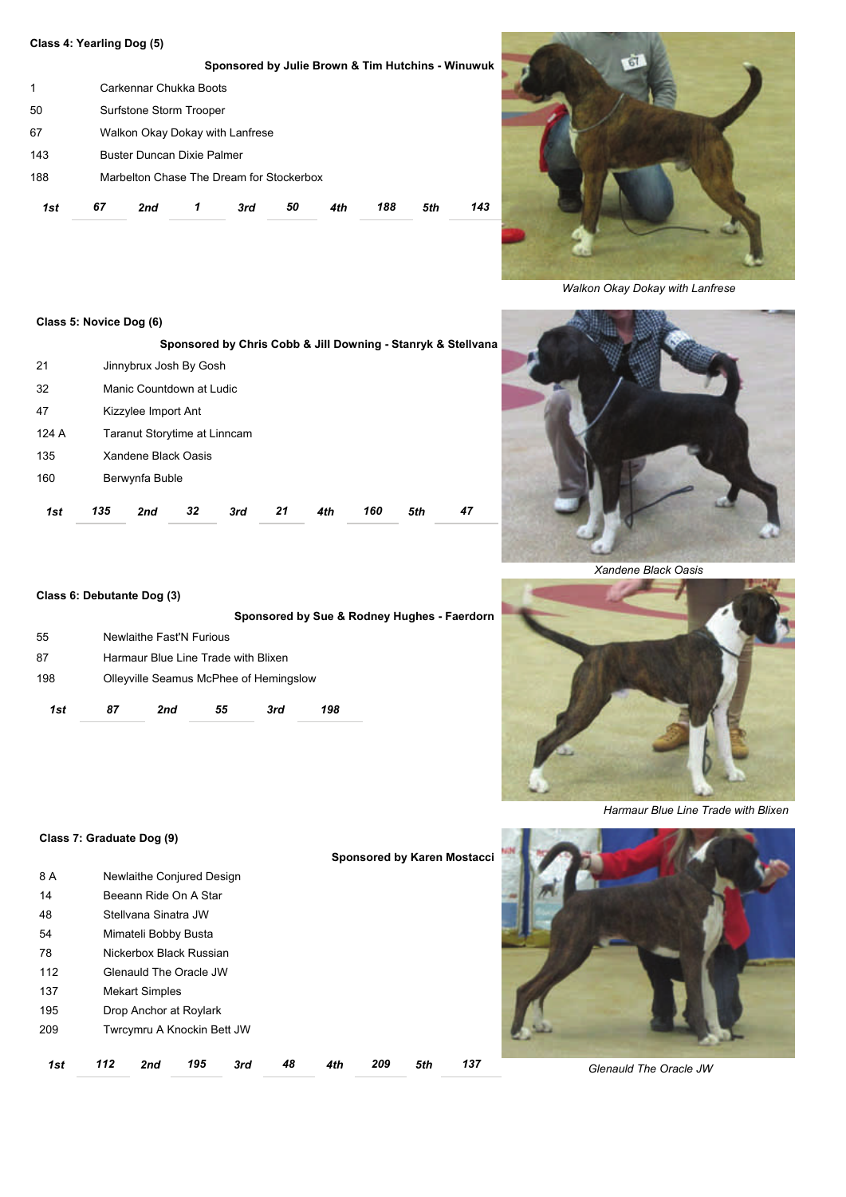### Class 4: Yearling Dog (5)

**Sponsored by Julie Brown & Tim Hutchins - Winuwuk**

| | |
|---|---|
| 1 | Carkennar Chukka Boots |
| 50 | Surfstone Storm Trooper |
| 67 | Walkon Okay Dokay with Lanfrese |
| 143 | Buster Duncan Dixie Palmer |
| 188 | Marbelton Chase The Dream for Stockerbox |

| 1st | 2nd | 3rd | 4th | 5th |
|---|---|---|---|---|
| 67 | 1 | 50 | 188 | 143 |

*Walkon Okay Dokay with Lanfrese*

### Class 5: Novice Dog (6)

**Sponsored by Chris Cobb & Jill Downing - Stanryk & Stellvana**

| | |
|---|---|
| 21 | Jinnybrux Josh By Gosh |
| 32 | Manic Countdown at Ludic |
| 47 | Kizzylee Import Ant |
| 124 A | Taranut Storytime at Linncam |
| 135 | Xandene Black Oasis |
| 160 | Berwynfa Buble |

| 1st | 2nd | 3rd | 4th | 5th |
|---|---|---|---|---|
| 135 | 32 | 21 | 160 | 47 |

*Xandene Black Oasis*

### Class 6: Debutante Dog (3)

**Sponsored by Sue & Rodney Hughes - Faerdorn**

| | |
|---|---|
| 55 | Newlaithe Fast'N Furious |
| 87 | Harmaur Blue Line Trade with Blixen |
| 198 | Olleyville Seamus McPhee of Hemingslow |

| 1st | 2nd | 3rd |
|---|---|---|
| 87 | 55 | 198 |

*Harmaur Blue Line Trade with Blixen*

### Class 7: Graduate Dog (9)

**Sponsored by Karen Mostacci**

| | |
|---|---|
| 8 A | Newlaithe Conjured Design |
| 14 | Beeann Ride On A Star |
| 48 | Stellvana Sinatra JW |
| 54 | Mimateli Bobby Busta |
| 78 | Nickerbox Black Russian |
| 112 | Glenauld The Oracle JW |
| 137 | Mekart Simples |
| 195 | Drop Anchor at Roylark |
| 209 | Twrcymru A Knockin Bett JW |

| 1st | 2nd | 3rd | 4th | 5th |
|---|---|---|---|---|
| 112 | 195 | 48 | 209 | 137 |

*Glenauld The Oracle JW*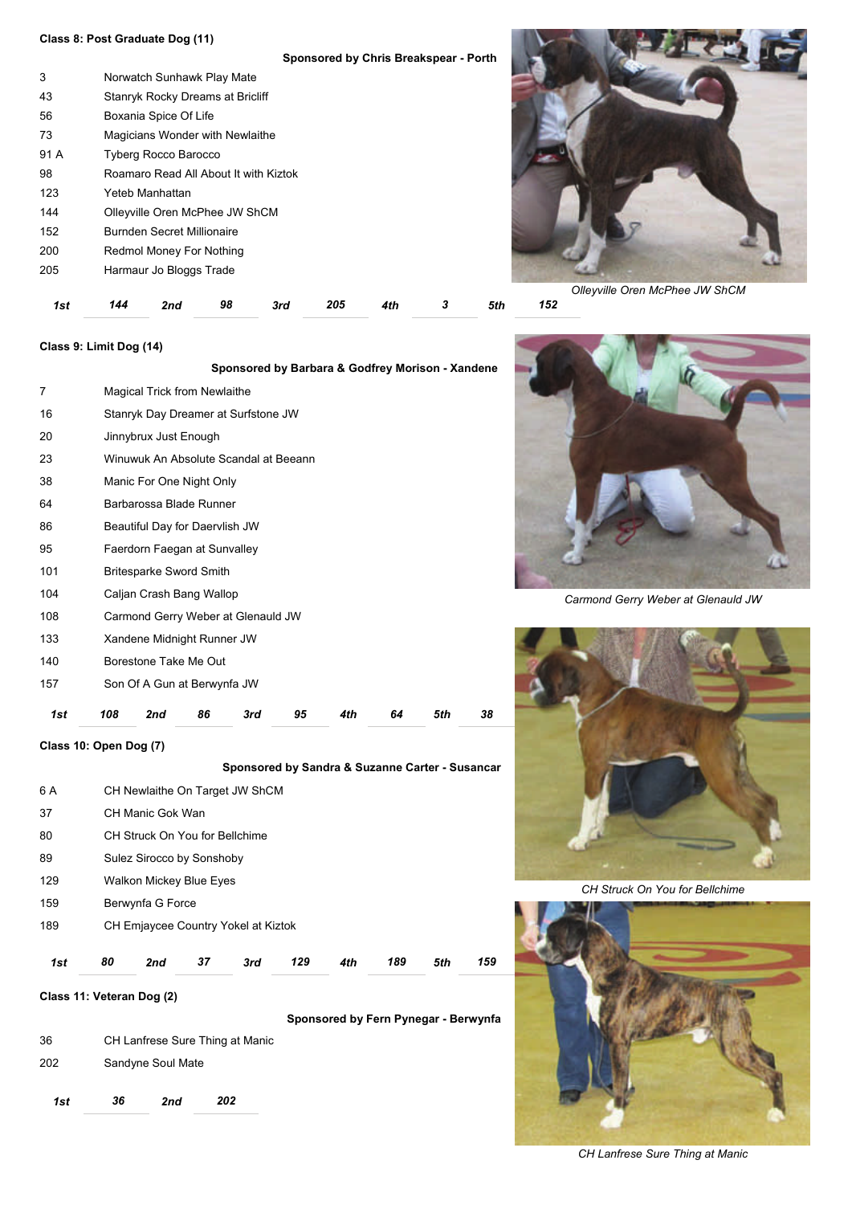### Class 8: Post Graduate Dog (11)

**Sponsored by Chris Breakspear - Porth**

| | |
|---|---|
| 3 | Norwatch Sunhawk Play Mate |
| 43 | Stanryk Rocky Dreams at Bricliff |
| 56 | Boxania Spice Of Life |
| 73 | Magicians Wonder with Newlaithe |
| 91 A | Tyberg Rocco Barocco |
| 98 | Roamaro Read All About It with Kiztok |
| 123 | Yeteb Manhattan |
| 144 | Olleyville Oren McPhee JW ShCM |
| 152 | Burnden Secret Millionaire |
| 200 | Redmol Money For Nothing |
| 205 | Harmaur Jo Bloggs Trade |

| *1st* | *144* | *2nd* | *98* | *3rd* | *205* | *4th* | *3* | *5th* | *152* |
|---|---|---|---|---|---|---|---|---|---|

*Olleyville Oren McPhee JW ShCM*

### Class 9: Limit Dog (14)

**Sponsored by Barbara & Godfrey Morison - Xandene**

| | |
|---|---|
| 7 | Magical Trick from Newlaithe |
| 16 | Stanryk Day Dreamer at Surfstone JW |
| 20 | Jinnybrux Just Enough |
| 23 | Winuwuk An Absolute Scandal at Beeann |
| 38 | Manic For One Night Only |
| 64 | Barbarossa Blade Runner |
| 86 | Beautiful Day for Daervlish JW |
| 95 | Faerdorn Faegan at Sunvalley |
| 101 | Britesparke Sword Smith |
| 104 | Caljan Crash Bang Wallop |
| 108 | Carmond Gerry Weber at Glenauld JW |
| 133 | Xandene Midnight Runner JW |
| 140 | Borestone Take Me Out |
| 157 | Son Of A Gun at Berwynfa JW |

| *1st* | *108* | *2nd* | *86* | *3rd* | *95* | *4th* | *64* | *5th* | *38* |
|---|---|---|---|---|---|---|---|---|---|

*Carmond Gerry Weber at Glenauld JW*

### Class 10: Open Dog (7)

**Sponsored by Sandra & Suzanne Carter - Susancar**

| | |
|---|---|
| 6 A | CH Newlaithe On Target JW ShCM |
| 37 | CH Manic Gok Wan |
| 80 | CH Struck On You for Bellchime |
| 89 | Sulez Sirocco by Sonshoby |
| 129 | Walkon Mickey Blue Eyes |
| 159 | Berwynfa G Force |
| 189 | CH Emjaycee Country Yokel at Kiztok |

| *1st* | *80* | *2nd* | *37* | *3rd* | *129* | *4th* | *189* | *5th* | *159* |
|---|---|---|---|---|---|---|---|---|---|

*CH Struck On You for Bellchime*

### Class 11: Veteran Dog (2)

**Sponsored by Fern Pynegar - Berwynfa**

| | |
|---|---|
| 36 | CH Lanfrese Sure Thing at Manic |
| 202 | Sandyne Soul Mate |

| *1st* | *36* | *2nd* | *202* |
|---|---|---|---|

*CH Lanfrese Sure Thing at Manic*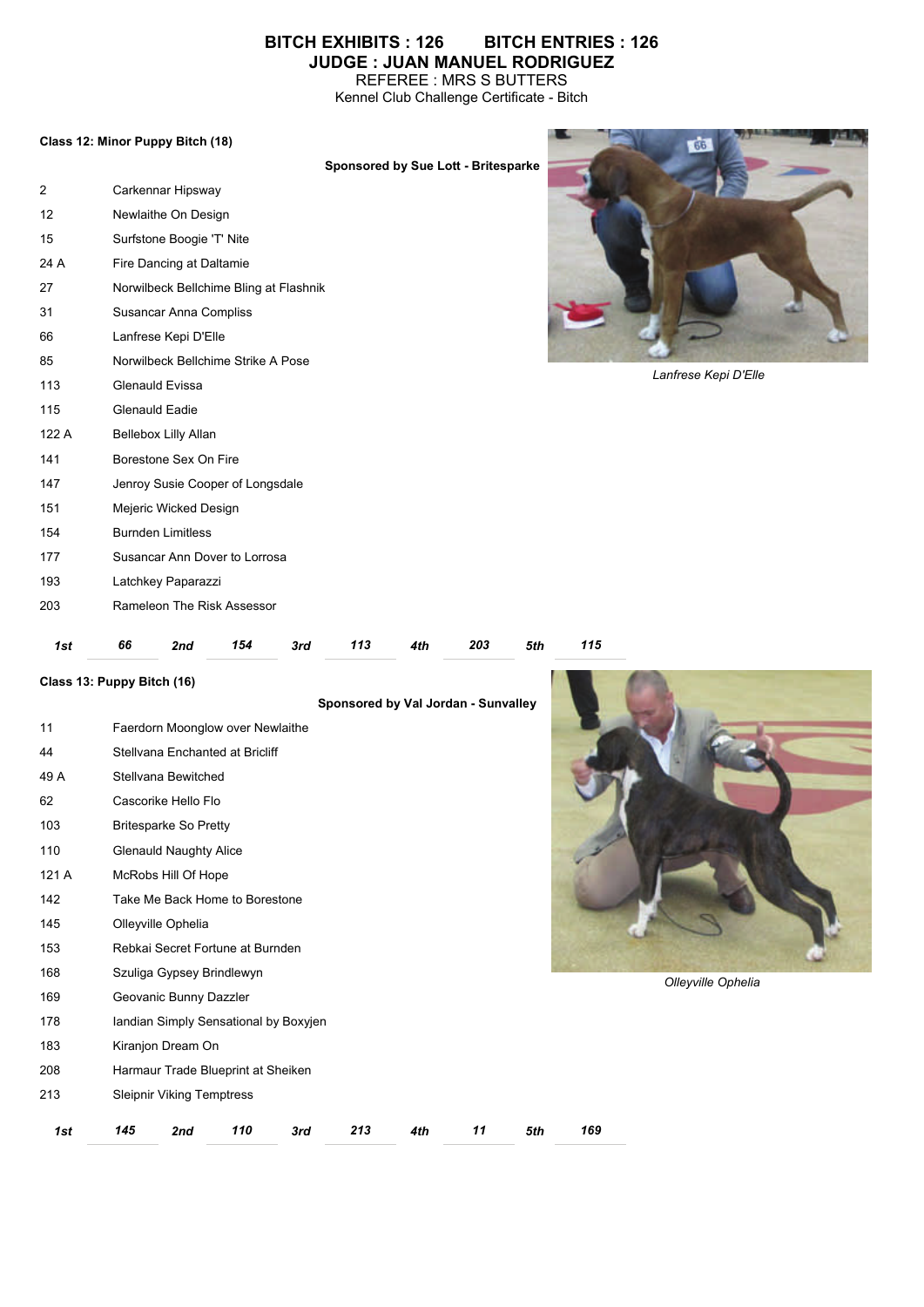# BITCH EXHIBITS : 126 BITCH ENTRIES : 126
## JUDGE : JUAN MANUEL RODRIGUEZ
REFEREE : MRS S BUTTERS
Kennel Club Challenge Certificate - Bitch

**Class 12: Minor Puppy Bitch (18)**

**Sponsored by Sue Lott - Britesparke**

| | |
|---|---|
| 2 | Carkennar Hipsway |
| 12 | Newlaithe On Design |
| 15 | Surfstone Boogie 'T' Nite |
| 24 A | Fire Dancing at Daltamie |
| 27 | Norwilbeck Bellchime Bling at Flashnik |
| 31 | Susancar Anna Compliss |
| 66 | Lanfrese Kepi D'Elle |
| 85 | Norwilbeck Bellchime Strike A Pose |
| 113 | Glenauld Evissa |
| 115 | Glenauld Eadie |
| 122 A | Bellebox Lilly Allan |
| 141 | Borestone Sex On Fire |
| 147 | Jenroy Susie Cooper of Longsdale |
| 151 | Mejeric Wicked Design |
| 154 | Burnden Limitless |
| 177 | Susancar Ann Dover to Lorrosa |
| 193 | Latchkey Paparazzi |
| 203 | Rameleon The Risk Assessor |

*Lanfrese Kepi D'Elle*

| 1st | 66 | 2nd | 154 | 3rd | 113 | 4th | 203 | 5th | 115 |
|---|---|---|---|---|---|---|---|---|---|

**Class 13: Puppy Bitch (16)**

**Sponsored by Val Jordan - Sunvalley**

| | |
|---|---|
| 11 | Faerdorn Moonglow over Newlaithe |
| 44 | Stellvana Enchanted at Bricliff |
| 49 A | Stellvana Bewitched |
| 62 | Cascorike Hello Flo |
| 103 | Britesparke So Pretty |
| 110 | Glenauld Naughty Alice |
| 121 A | McRobs Hill Of Hope |
| 142 | Take Me Back Home to Borestone |
| 145 | Olleyville Ophelia |
| 153 | Rebkai Secret Fortune at Burnden |
| 168 | Szuliga Gypsey Brindlewyn |
| 169 | Geovanic Bunny Dazzler |
| 178 | Iandian Simply Sensational by Boxyjen |
| 183 | Kiranjon Dream On |
| 208 | Harmaur Trade Blueprint at Sheiken |
| 213 | Sleipnir Viking Temptress |

*Olleyville Ophelia*

| 1st | 145 | 2nd | 110 | 3rd | 213 | 4th | 11 | 5th | 169 |
|---|---|---|---|---|---|---|---|---|---|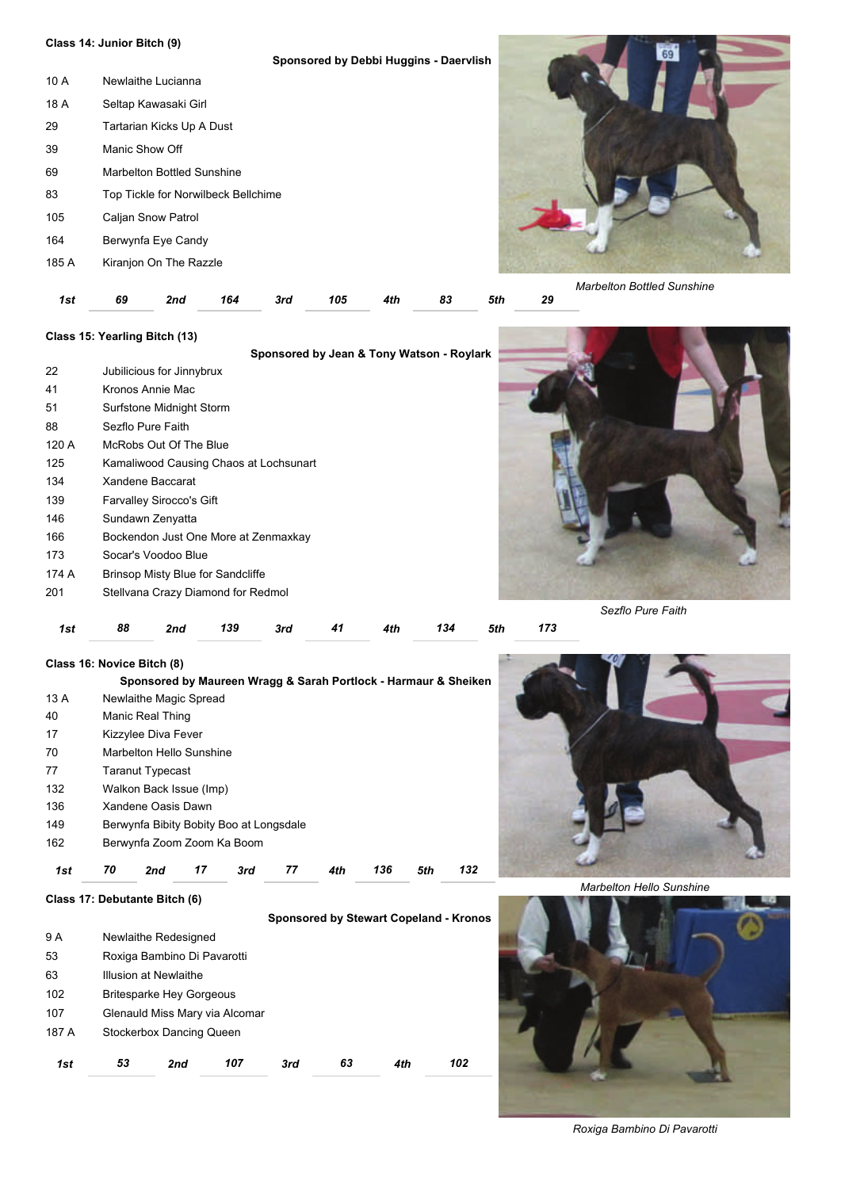**Class 14: Junior Bitch (9)**

**Sponsored by Debbi Huggins - Daervlish**

10 A Newlaithe Lucianna
18 A Seltap Kawasaki Girl
29 Tartarian Kicks Up A Dust
39 Manic Show Off
69 Marbelton Bottled Sunshine
83 Top Tickle for Norwilbeck Bellchime
105 Caljan Snow Patrol
164 Berwynfa Eye Candy
185 A Kiranjon On The Razzle

| 1st | 2nd | 3rd | 4th | 5th |
|---|---|---|---|---|
| 69 | 164 | 105 | 83 | 29 |

*Marbelton Bottled Sunshine*

**Class 15: Yearling Bitch (13)**

**Sponsored by Jean & Tony Watson - Roylark**

22 Jubilicious for Jinnybrux
41 Kronos Annie Mac
51 Surfstone Midnight Storm
88 Sezflo Pure Faith
120 A McRobs Out Of The Blue
125 Kamaliwood Causing Chaos at Lochsunart
134 Xandene Baccarat
139 Farvalley Sirocco's Gift
146 Sundawn Zenyatta
166 Bockendon Just One More at Zenmaxkay
173 Socar's Voodoo Blue
174 A Brinsop Misty Blue for Sandcliffe
201 Stellvana Crazy Diamond for Redmol

| 1st | 2nd | 3rd | 4th | 5th |
|---|---|---|---|---|
| 88 | 139 | 41 | 134 | 173 |

*Sezflo Pure Faith*

**Class 16: Novice Bitch (8)**

**Sponsored by Maureen Wragg & Sarah Portlock - Harmaur & Sheiken**

13 A Newlaithe Magic Spread
40 Manic Real Thing
17 Kizzylee Diva Fever
70 Marbelton Hello Sunshine
77 Taranut Typecast
132 Walkon Back Issue (Imp)
136 Xandene Oasis Dawn
149 Berwynfa Bibity Bobity Boo at Longsdale
162 Berwynfa Zoom Zoom Ka Boom

| 1st | 2nd | 3rd | 4th | 5th |
|---|---|---|---|---|
| 70 | 17 | 77 | 136 | 132 |

*Marbelton Hello Sunshine*

**Class 17: Debutante Bitch (6)**

**Sponsored by Stewart Copeland - Kronos**

9 A Newlaithe Redesigned
53 Roxiga Bambino Di Pavarotti
63 Illusion at Newlaithe
102 Britesparke Hey Gorgeous
107 Glenauld Miss Mary via Alcomar
187 A Stockerbox Dancing Queen

| 1st | 2nd | 3rd | 4th |
|---|---|---|---|
| 53 | 107 | 63 | 102 |

*Roxiga Bambino Di Pavarotti*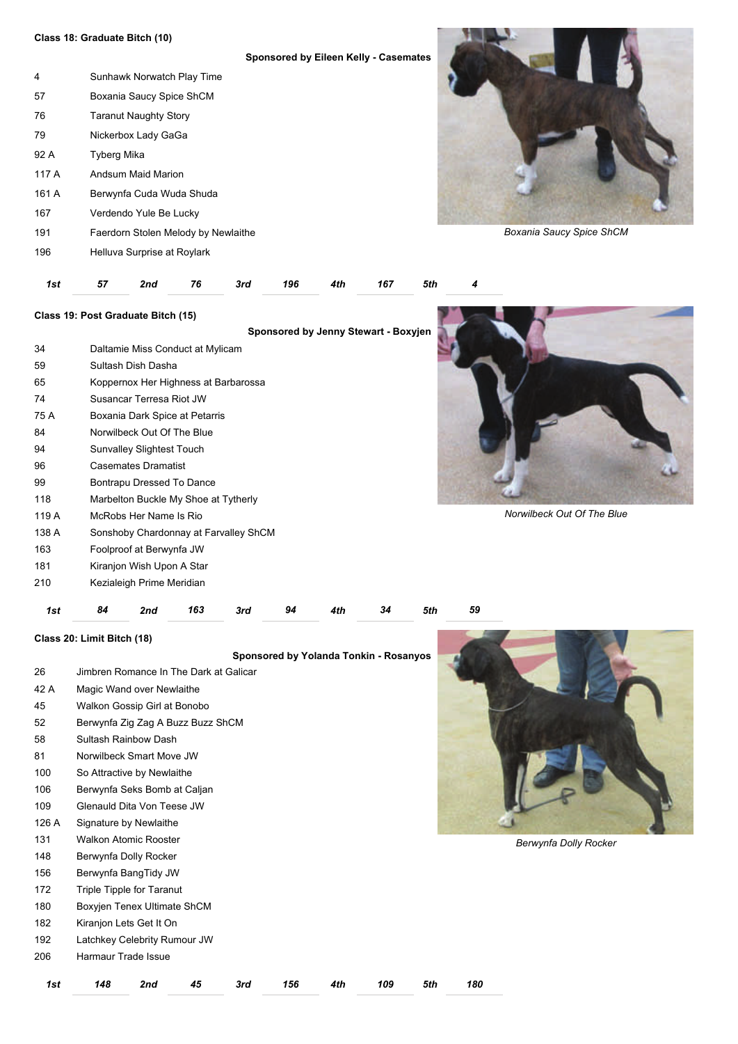**Class 18: Graduate Bitch (10)**

**Sponsored by Eileen Kelly - Casemates**

| | |
|---|---|
| 4 | Sunhawk Norwatch Play Time |
| 57 | Boxania Saucy Spice ShCM |
| 76 | Taranut Naughty Story |
| 79 | Nickerbox Lady GaGa |
| 92 A | Tyberg Mika |
| 117 A | Andsum Maid Marion |
| 161 A | Berwynfa Cuda Wuda Shuda |
| 167 | Verdendo Yule Be Lucky |
| 191 | Faerdorn Stolen Melody by Newlaithe |
| 196 | Helluva Surprise at Roylark |

*Boxania Saucy Spice ShCM*

| *1st* | *2nd* | *3rd* | *4th* | *5th* |
|---|---|---|---|---|
| *57* | *76* | *196* | *167* | *4* |

**Class 19: Post Graduate Bitch (15)**

**Sponsored by Jenny Stewart - Boxyjen**

| | |
|---|---|
| 34 | Daltamie Miss Conduct at Mylicam |
| 59 | Sultash Dish Dasha |
| 65 | Koppernox Her Highness at Barbarossa |
| 74 | Susancar Terresa Riot JW |
| 75 A | Boxania Dark Spice at Petarris |
| 84 | Norwilbeck Out Of The Blue |
| 94 | Sunvalley Slightest Touch |
| 96 | Casemates Dramatist |
| 99 | Bontrapu Dressed To Dance |
| 118 | Marbelton Buckle My Shoe at Tytherly |
| 119 A | McRobs Her Name Is Rio |
| 138 A | Sonshoby Chardonnay at Farvalley ShCM |
| 163 | Foolproof at Berwynfa JW |
| 181 | Kiranjon Wish Upon A Star |
| 210 | Kezialeigh Prime Meridian |

*Norwilbeck Out Of The Blue*

| *1st* | *2nd* | *3rd* | *4th* | *5th* |
|---|---|---|---|---|
| *84* | *163* | *94* | *34* | *59* |

**Class 20: Limit Bitch (18)**

**Sponsored by Yolanda Tonkin - Rosanyos**

| | |
|---|---|
| 26 | Jimbren Romance In The Dark at Galicar |
| 42 A | Magic Wand over Newlaithe |
| 45 | Walkon Gossip Girl at Bonobo |
| 52 | Berwynfa Zig Zag A Buzz Buzz ShCM |
| 58 | Sultash Rainbow Dash |
| 81 | Norwilbeck Smart Move JW |
| 100 | So Attractive by Newlaithe |
| 106 | Berwynfa Seks Bomb at Caljan |
| 109 | Glenauld Dita Von Teese JW |
| 126 A | Signature by Newlaithe |
| 131 | Walkon Atomic Rooster |
| 148 | Berwynfa Dolly Rocker |
| 156 | Berwynfa BangTidy JW |
| 172 | Triple Tipple for Taranut |
| 180 | Boxyjen Tenex Ultimate ShCM |
| 182 | Kiranjon Lets Get It On |
| 192 | Latchkey Celebrity Rumour JW |
| 206 | Harmaur Trade Issue |

*Berwynfa Dolly Rocker*

| *1st* | *2nd* | *3rd* | *4th* | *5th* |
|---|---|---|---|---|
| *148* | *45* | *156* | *109* | *180* |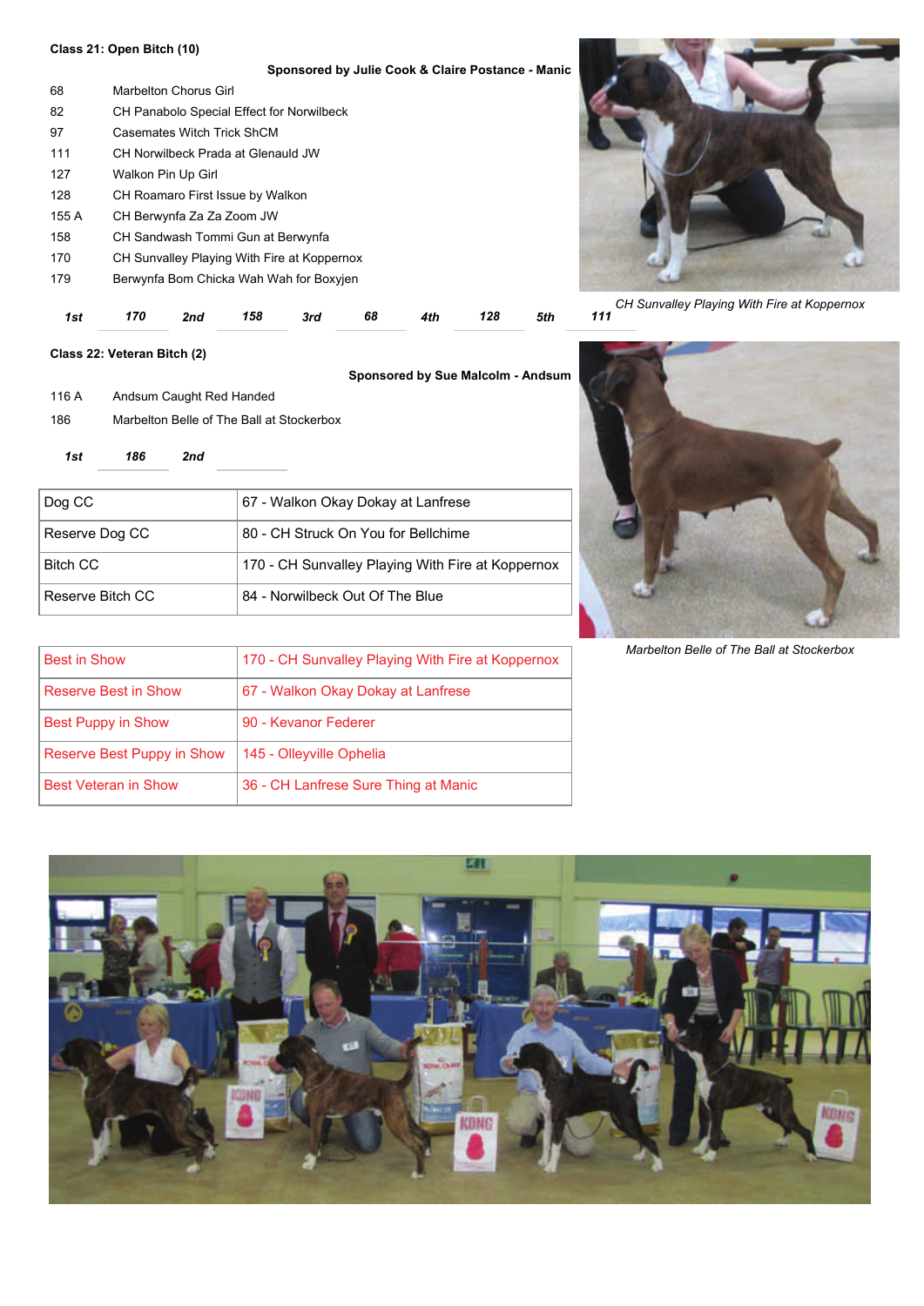**Class 21: Open Bitch (10)**

**Sponsored by Julie Cook & Claire Postance - Manic**

68 Marbelton Chorus Girl
82 CH Panabolo Special Effect for Norwilbeck
97 Casemates Witch Trick ShCM
111 CH Norwilbeck Prada at Glenauld JW
127 Walkon Pin Up Girl
128 CH Roamaro First Issue by Walkon
155 A CH Berwynfa Za Za Zoom JW
158 CH Sandwash Tommi Gun at Berwynfa
170 CH Sunvalley Playing With Fire at Koppernox
179 Berwynfa Bom Chicka Wah Wah for Boxyjen

*1st* **170** *2nd* **158** *3rd* **68** *4th* **128** *5th* **111**

*CH Sunvalley Playing With Fire at Koppernox*

**Class 22: Veteran Bitch (2)**

**Sponsored by Sue Malcolm - Andsum**

116 A Andsum Caught Red Handed
186 Marbelton Belle of The Ball at Stockerbox

*1st* **186** *2nd*

| | |
|---|---|
| Dog CC | 67 - Walkon Okay Dokay at Lanfrese |
| Reserve Dog CC | 80 - CH Struck On You for Bellchime |
| Bitch CC | 170 - CH Sunvalley Playing With Fire at Koppernox |
| Reserve Bitch CC | 84 - Norwilbeck Out Of The Blue |

*Marbelton Belle of The Ball at Stockerbox*

| | |
|---|---|
| Best in Show | 170 - CH Sunvalley Playing With Fire at Koppernox |
| Reserve Best in Show | 67 - Walkon Okay Dokay at Lanfrese |
| Best Puppy in Show | 90 - Kevanor Federer |
| Reserve Best Puppy in Show | 145 - Olleyville Ophelia |
| Best Veteran in Show | 36 - CH Lanfrese Sure Thing at Manic |